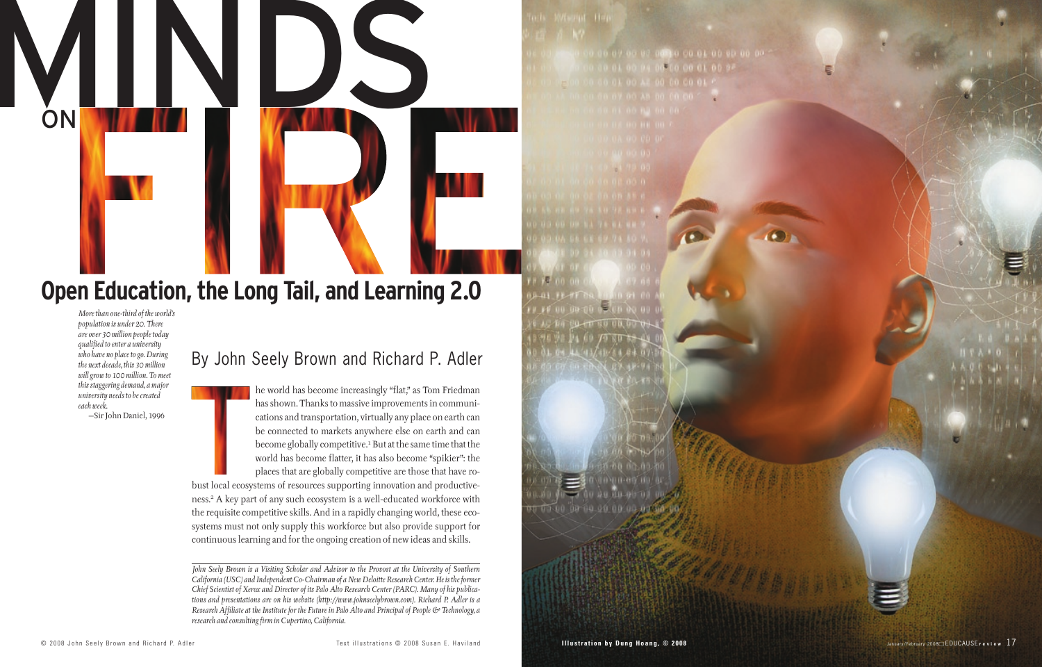# MINDS ON FIRE

## Open Education, the Long Tail, and Learning 2.0

*More than one-third of the world's population is under 20. There are over 30 million people today qualified to enter a university who have no place to go. During the next decade, this 30 million will grow to 100 million. To meet this staggering demand, a major university needs to be created each week.*

—Sir John Daniel, 1996

### By John Seely Brown and Richard P. Adler

The world has become increasingly "flat," as Tom Friedman has shown. Thanks to massive improvements in communications and transportation, virtually any place on earth can be connected to markets anywhere else on earth and can become globally competitive.[1] But at the same time that the world has become flatter, it has also become "spikier": the places that are globally competitive are those that have robust local ecosystems of resources supporting innovation and productiveness.[2] A key part of any such ecosystem is a well-educated workforce with the requisite competitive skills. And in a rapidly changing world, these ecosystems must not only supply this workforce but also provide support for continuous learning and for the ongoing creation of new ideas and skills.

---

*John Seely Brown is a Visiting Scholar and Advisor to the Provost at the University of Southern California (USC) and Independent Co-Chairman of a New Deloitte Research Center. He is the former Chief Scientist of Xerox and Director of its Palo Alto Research Center (PARC). Many of his publications and presentations are on his website (http://www.johnseelybrown.com). Richard P. Adler is a Research Affiliate at the Institute for the Future in Palo Alto and Principal of People & Technology, a research and consulting firm in Cupertino, California.*

© 2008 John Seely Brown and Richard P. Adler

Text illustrations © 2008 Susan E. Haviland

Illustration by Dung Hoang, © 2008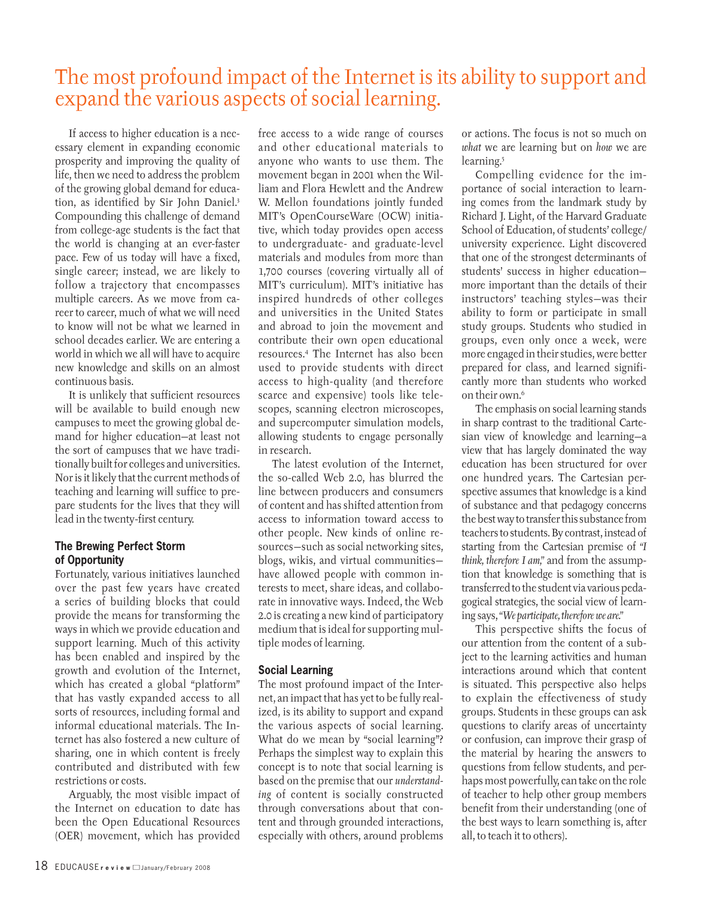# The most profound impact of the Internet is its ability to support and expand the various aspects of social learning.

If access to higher education is a necessary element in expanding economic prosperity and improving the quality of life, then we need to address the problem of the growing global demand for education, as identified by Sir John Daniel.[3] Compounding this challenge of demand from college-age students is the fact that the world is changing at an ever-faster pace. Few of us today will have a fixed, single career; instead, we are likely to follow a trajectory that encompasses multiple careers. As we move from career to career, much of what we will need to know will not be what we learned in school decades earlier. We are entering a world in which we all will have to acquire new knowledge and skills on an almost continuous basis.

It is unlikely that sufficient resources will be available to build enough new campuses to meet the growing global demand for higher education—at least not the sort of campuses that we have traditionally built for colleges and universities. Nor is it likely that the current methods of teaching and learning will suffice to prepare students for the lives that they will lead in the twenty-first century.

## The Brewing Perfect Storm of Opportunity

Fortunately, various initiatives launched over the past few years have created a series of building blocks that could provide the means for transforming the ways in which we provide education and support learning. Much of this activity has been enabled and inspired by the growth and evolution of the Internet, which has created a global "platform" that has vastly expanded access to all sorts of resources, including formal and informal educational materials. The Internet has also fostered a new culture of sharing, one in which content is freely contributed and distributed with few restrictions or costs.

Arguably, the most visible impact of the Internet on education to date has been the Open Educational Resources (OER) movement, which has provided free access to a wide range of courses and other educational materials to anyone who wants to use them. The movement began in 2001 when the William and Flora Hewlett and the Andrew W. Mellon foundations jointly funded MIT's OpenCourseWare (OCW) initiative, which today provides open access to undergraduate- and graduate-level materials and modules from more than 1,700 courses (covering virtually all of MIT's curriculum). MIT's initiative has inspired hundreds of other colleges and universities in the United States and abroad to join the movement and contribute their own open educational resources.[4] The Internet has also been used to provide students with direct access to high-quality (and therefore scarce and expensive) tools like telescopes, scanning electron microscopes, and supercomputer simulation models, allowing students to engage personally in research.

The latest evolution of the Internet, the so-called Web 2.0, has blurred the line between producers and consumers of content and has shifted attention from access to information toward access to other people. New kinds of online resources—such as social networking sites, blogs, wikis, and virtual communities—have allowed people with common interests to meet, share ideas, and collaborate in innovative ways. Indeed, the Web 2.0 is creating a new kind of participatory medium that is ideal for supporting multiple modes of learning.

## Social Learning

The most profound impact of the Internet, an impact that has yet to be fully realized, is its ability to support and expand the various aspects of social learning. What do we mean by "social learning"? Perhaps the simplest way to explain this concept is to note that social learning is based on the premise that our *understanding* of content is socially constructed through conversations about that content and through grounded interactions, especially with others, around problems or actions. The focus is not so much on *what* we are learning but on *how* we are learning.[5]

Compelling evidence for the importance of social interaction to learning comes from the landmark study by Richard J. Light, of the Harvard Graduate School of Education, of students' college/university experience. Light discovered that one of the strongest determinants of students' success in higher education—more important than the details of their instructors' teaching styles—was their ability to form or participate in small study groups. Students who studied in groups, even only once a week, were more engaged in their studies, were better prepared for class, and learned significantly more than students who worked on their own.[6]

The emphasis on social learning stands in sharp contrast to the traditional Cartesian view of knowledge and learning—a view that has largely dominated the way education has been structured for over one hundred years. The Cartesian perspective assumes that knowledge is a kind of substance and that pedagogy concerns the best way to transfer this substance from teachers to students. By contrast, instead of starting from the Cartesian premise of *"I think, therefore I am,"* and from the assumption that knowledge is something that is transferred to the student via various pedagogical strategies, the social view of learning says, *"We participate, therefore we are."*

This perspective shifts the focus of our attention from the content of a subject to the learning activities and human interactions around which that content is situated. This perspective also helps to explain the effectiveness of study groups. Students in these groups can ask questions to clarify areas of uncertainty or confusion, can improve their grasp of the material by hearing the answers to questions from fellow students, and perhaps most powerfully, can take on the role of teacher to help other group members benefit from their understanding (one of the best ways to learn something is, after all, to teach it to others).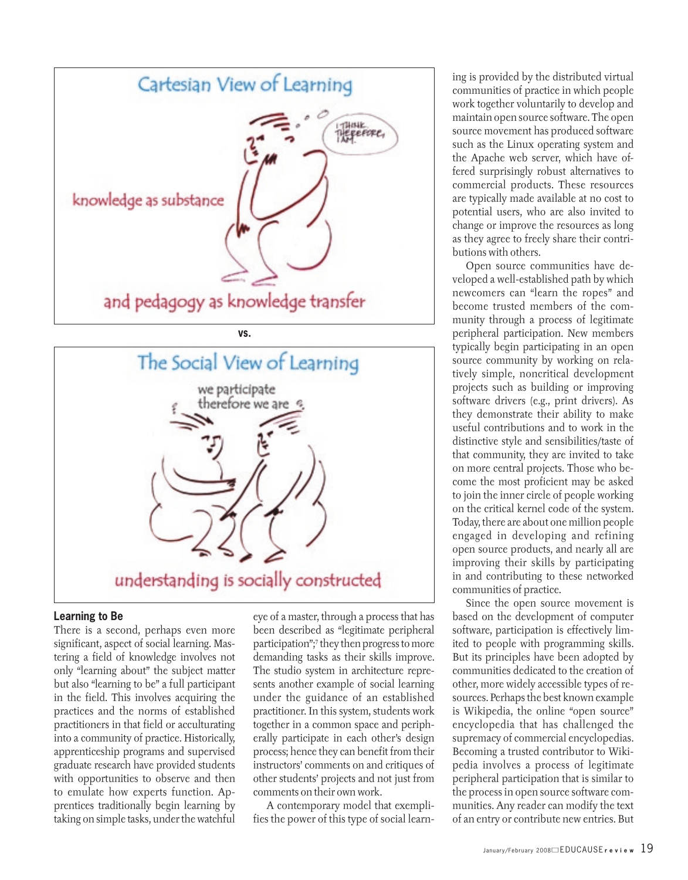Cartesian View of Learning

knowledge as substance

and pedagogy as knowledge transfer

I THINK, THEREFORE, I AM.

vs.

The Social View of Learning

we participate therefore we are

understanding is socially constructed

## Learning to Be

There is a second, perhaps even more significant, aspect of social learning. Mastering a field of knowledge involves not only "learning about" the subject matter but also "learning to be" a full participant in the field. This involves acquiring the practices and the norms of established practitioners in that field or acculturating into a community of practice. Historically, apprenticeship programs and supervised graduate research have provided students with opportunities to observe and then to emulate how experts function. Apprentices traditionally begin learning by taking on simple tasks, under the watchful eye of a master, through a process that has been described as "legitimate peripheral participation";[7] they then progress to more demanding tasks as their skills improve. The studio system in architecture represents another example of social learning under the guidance of an established practitioner. In this system, students work together in a common space and peripherally participate in each other's design process; hence they can benefit from their instructors' comments on and critiques of other students' projects and not just from comments on their own work.

A contemporary model that exemplifies the power of this type of social learning is provided by the distributed virtual communities of practice in which people work together voluntarily to develop and maintain open source software. The open source movement has produced software such as the Linux operating system and the Apache web server, which have offered surprisingly robust alternatives to commercial products. These resources are typically made available at no cost to potential users, who are also invited to change or improve the resources as long as they agree to freely share their contributions with others.

Open source communities have developed a well-established path by which newcomers can "learn the ropes" and become trusted members of the community through a process of legitimate peripheral participation. New members typically begin participating in an open source community by working on relatively simple, noncritical development projects such as building or improving software drivers (e.g., print drivers). As they demonstrate their ability to make useful contributions and to work in the distinctive style and sensibilities/taste of that community, they are invited to take on more central projects. Those who become the most proficient may be asked to join the inner circle of people working on the critical kernel code of the system. Today, there are about one million people engaged in developing and refining open source products, and nearly all are improving their skills by participating in and contributing to these networked communities of practice.

Since the open source movement is based on the development of computer software, participation is effectively limited to people with programming skills. But its principles have been adopted by communities dedicated to the creation of other, more widely accessible types of resources. Perhaps the best known example is Wikipedia, the online "open source" encyclopedia that has challenged the supremacy of commercial encyclopedias. Becoming a trusted contributor to Wikipedia involves a process of legitimate peripheral participation that is similar to the process in open source software communities. Any reader can modify the text of an entry or contribute new entries. But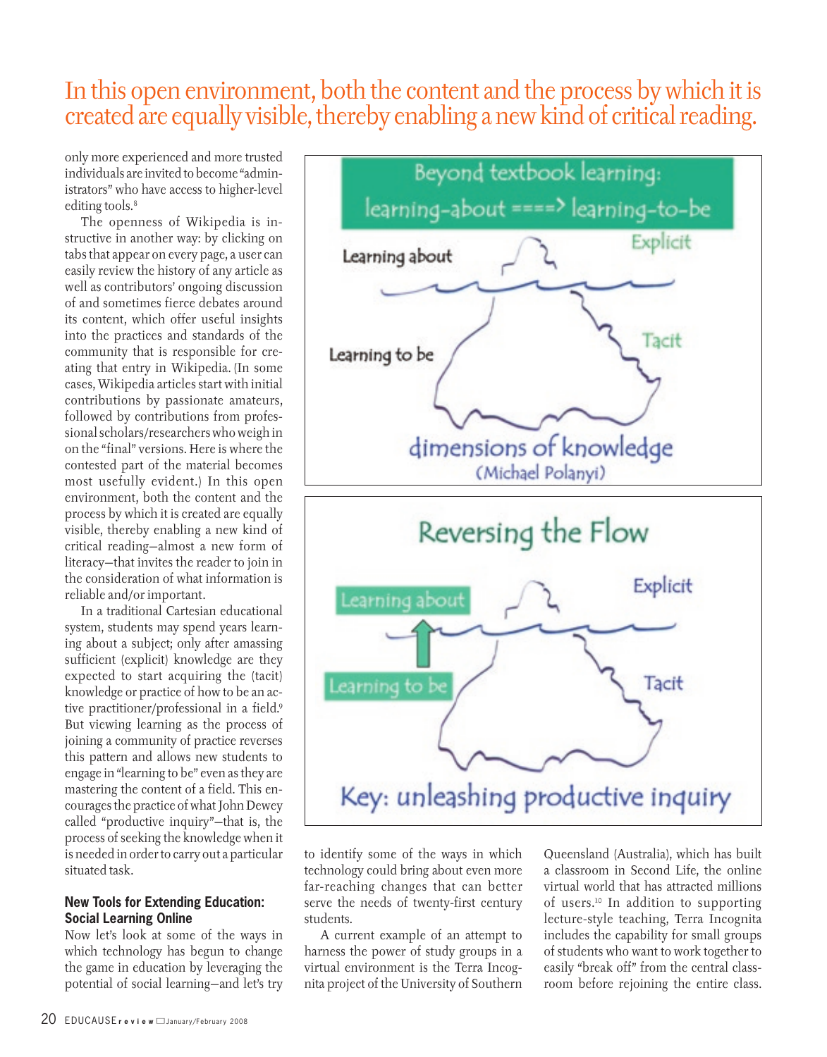> In this open environment, both the content and the process by which it is created are equally visible, thereby enabling a new kind of critical reading.

only more experienced and more trusted individuals are invited to become "administrators" who have access to higher-level editing tools.[8]

The openness of Wikipedia is instructive in another way: by clicking on tabs that appear on every page, a user can easily review the history of any article as well as contributors' ongoing discussion of and sometimes fierce debates around its content, which offer useful insights into the practices and standards of the community that is responsible for creating that entry in Wikipedia. (In some cases, Wikipedia articles start with initial contributions by passionate amateurs, followed by contributions from professional scholars/researchers who weigh in on the "final" versions. Here is where the contested part of the material becomes most usefully evident.) In this open environment, both the content and the process by which it is created are equally visible, thereby enabling a new kind of critical reading—almost a new form of literacy—that invites the reader to join in the consideration of what information is reliable and/or important.

In a traditional Cartesian educational system, students may spend years learning about a subject; only after amassing sufficient (explicit) knowledge are they expected to start acquiring the (tacit) knowledge or practice of how to be an active practitioner/professional in a field.[9] But viewing learning as the process of joining a community of practice reverses this pattern and allows new students to engage in "learning to be" even as they are mastering the content of a field. This encourages the practice of what John Dewey called "productive inquiry"—that is, the process of seeking the knowledge when it is needed in order to carry out a particular situated task.

Beyond textbook learning: learning-about ====> learning-to-be

Learning about — Explicit

Learning to be — Tacit

dimensions of knowledge (Michael Polanyi)

Reversing the Flow

Learning about — Explicit

Learning to be — Tacit

Key: unleashing productive inquiry

### New Tools for Extending Education: Social Learning Online

Now let's look at some of the ways in which technology has begun to change the game in education by leveraging the potential of social learning—and let's try to identify some of the ways in which technology could bring about even more far-reaching changes that can better serve the needs of twenty-first century students.

A current example of an attempt to harness the power of study groups in a virtual environment is the Terra Incognita project of the University of Southern Queensland (Australia), which has built a classroom in Second Life, the online virtual world that has attracted millions of users.[10] In addition to supporting lecture-style teaching, Terra Incognita includes the capability for small groups of students who want to work together to easily "break off" from the central classroom before rejoining the entire class.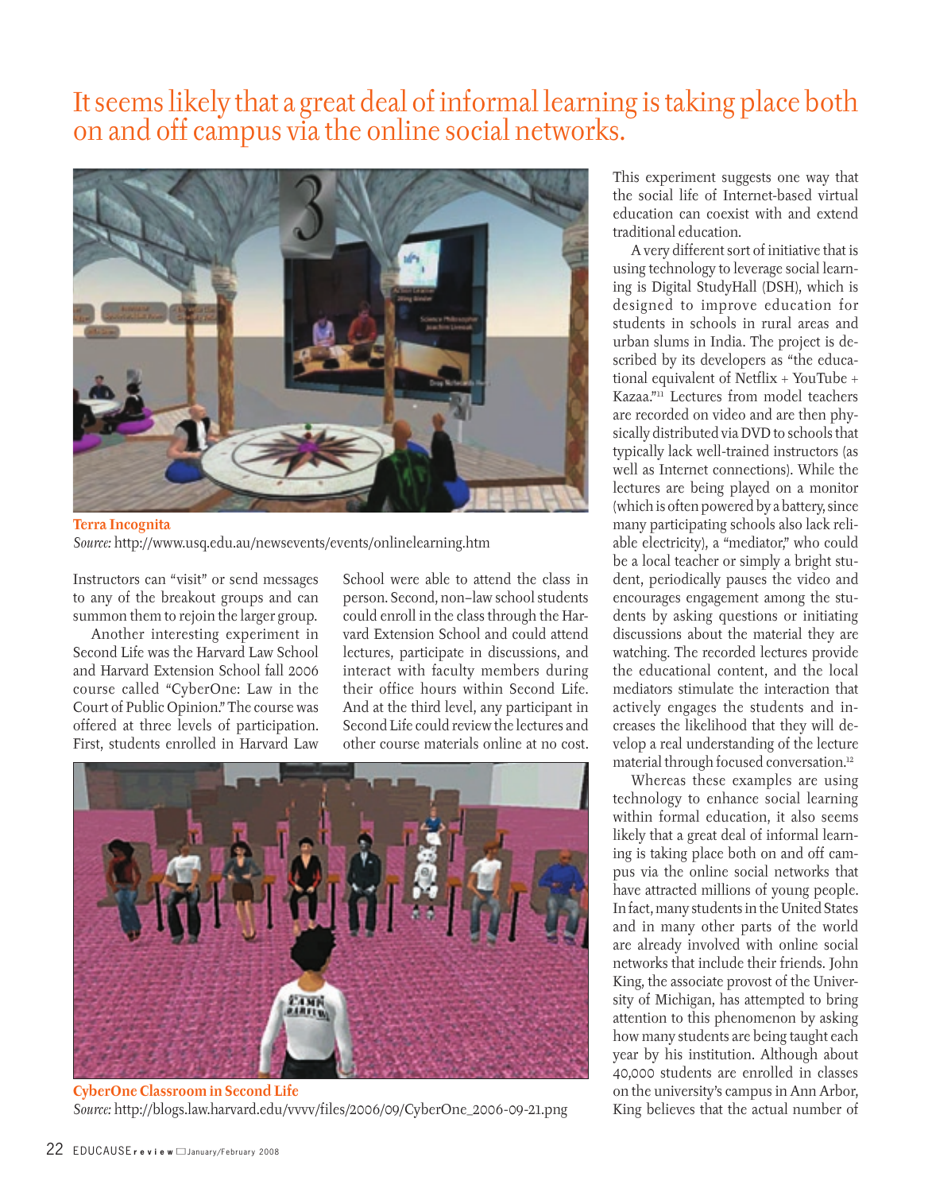## It seems likely that a great deal of informal learning is taking place both on and off campus via the online social networks.

**Terra Incognita**

*Source:* http://www.usq.edu.au/newsevents/events/onlinelearning.htm

Instructors can "visit" or send messages to any of the breakout groups and can summon them to rejoin the larger group.

Another interesting experiment in Second Life was the Harvard Law School and Harvard Extension School fall 2006 course called "CyberOne: Law in the Court of Public Opinion." The course was offered at three levels of participation. First, students enrolled in Harvard Law School were able to attend the class in person. Second, non–law school students could enroll in the class through the Harvard Extension School and could attend lectures, participate in discussions, and interact with faculty members during their office hours within Second Life. And at the third level, any participant in Second Life could review the lectures and other course materials online at no cost.

**CyberOne Classroom in Second Life**

*Source:* http://blogs.law.harvard.edu/vvvv/files/2006/09/CyberOne_2006-09-21.png

This experiment suggests one way that the social life of Internet-based virtual education can coexist with and extend traditional education.

A very different sort of initiative that is using technology to leverage social learning is Digital StudyHall (DSH), which is designed to improve education for students in schools in rural areas and urban slums in India. The project is described by its developers as "the educational equivalent of Netflix + YouTube + Kazaa."[11] Lectures from model teachers are recorded on video and are then physically distributed via DVD to schools that typically lack well-trained instructors (as well as Internet connections). While the lectures are being played on a monitor (which is often powered by a battery, since many participating schools also lack reliable electricity), a "mediator," who could be a local teacher or simply a bright student, periodically pauses the video and encourages engagement among the students by asking questions or initiating discussions about the material they are watching. The recorded lectures provide the educational content, and the local mediators stimulate the interaction that actively engages the students and increases the likelihood that they will develop a real understanding of the lecture material through focused conversation.[12]

Whereas these examples are using technology to enhance social learning within formal education, it also seems likely that a great deal of informal learning is taking place both on and off campus via the online social networks that have attracted millions of young people. In fact, many students in the United States and in many other parts of the world are already involved with online social networks that include their friends. John King, the associate provost of the University of Michigan, has attempted to bring attention to this phenomenon by asking how many students are being taught each year by his institution. Although about 40,000 students are enrolled in classes on the university's campus in Ann Arbor, King believes that the actual number of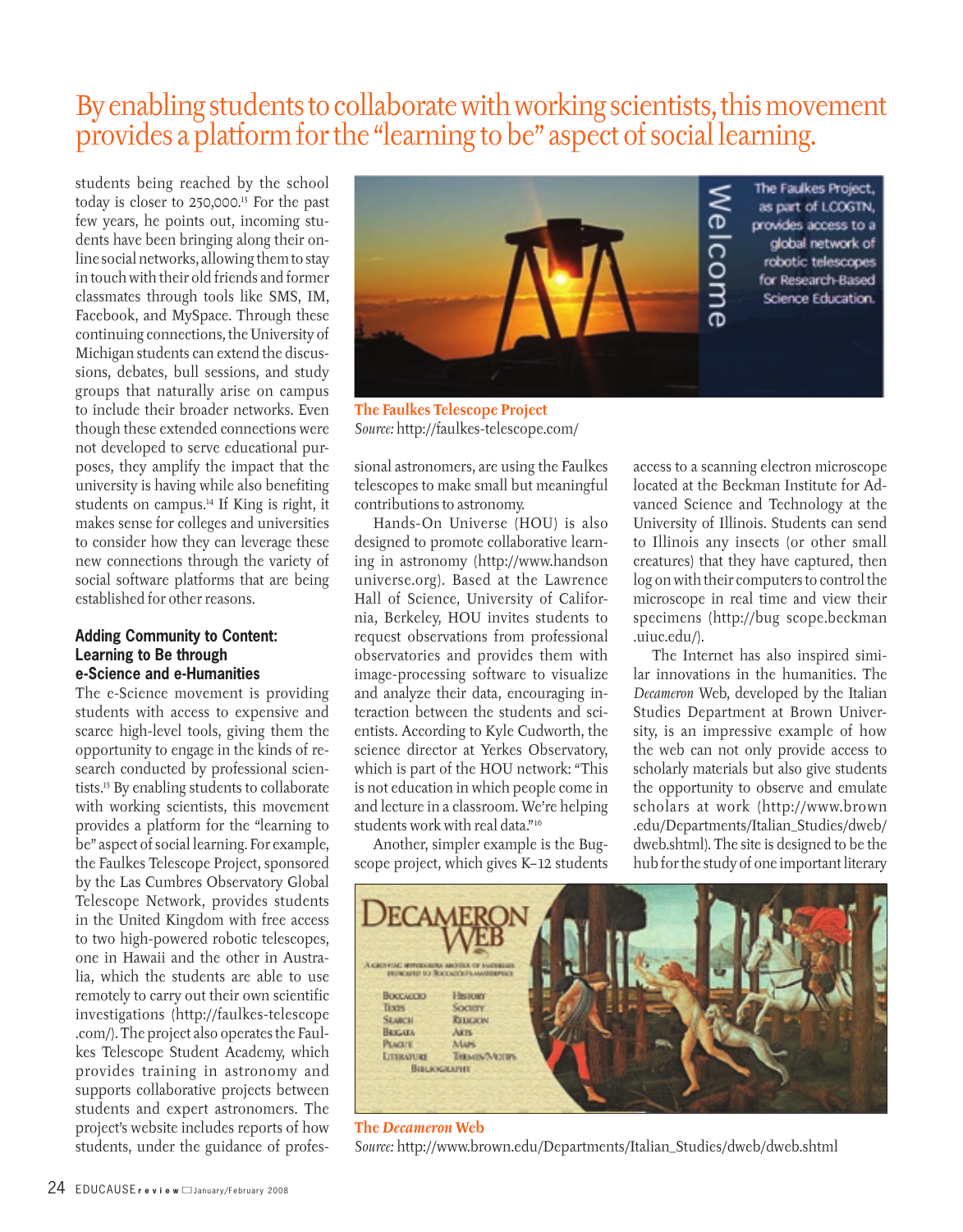## By enabling students to collaborate with working scientists, this movement provides a platform for the "learning to be" aspect of social learning.

students being reached by the school today is closer to 250,000.[13] For the past few years, he points out, incoming students have been bringing along their online social networks, allowing them to stay in touch with their old friends and former classmates through tools like SMS, IM, Facebook, and MySpace. Through these continuing connections, the University of Michigan students can extend the discussions, debates, bull sessions, and study groups that naturally arise on campus to include their broader networks. Even though these extended connections were not developed to serve educational purposes, they amplify the impact that the university is having while also benefiting students on campus.[14] If King is right, it makes sense for colleges and universities to consider how they can leverage these new connections through the variety of social software platforms that are being established for other reasons.

### Adding Community to Content: Learning to Be through e-Science and e-Humanities

The e-Science movement is providing students with access to expensive and scarce high-level tools, giving them the opportunity to engage in the kinds of research conducted by professional scientists.[15] By enabling students to collaborate with working scientists, this movement provides a platform for the "learning to be" aspect of social learning. For example, the Faulkes Telescope Project, sponsored by the Las Cumbres Observatory Global Telescope Network, provides students in the United Kingdom with free access to two high-powered robotic telescopes, one in Hawaii and the other in Australia, which the students are able to use remotely to carry out their own scientific investigations (http://faulkes-telescope.com/). The project also operates the Faulkes Telescope Student Academy, which provides training in astronomy and supports collaborative projects between students and expert astronomers. The project's website includes reports of how students, under the guidance of professional astronomers, are using the Faulkes telescopes to make small but meaningful contributions to astronomy.

**The Faulkes Telescope Project**
*Source:* http://faulkes-telescope.com/

Hands-On Universe (HOU) is also designed to promote collaborative learning in astronomy (http://www.handsonuniverse.org). Based at the Lawrence Hall of Science, University of California, Berkeley, HOU invites students to request observations from professional observatories and provides them with image-processing software to visualize and analyze their data, encouraging interaction between the students and scientists. According to Kyle Cudworth, the science director at Yerkes Observatory, which is part of the HOU network: "This is not education in which people come in and lecture in a classroom. We're helping students work with real data."[16]

Another, simpler example is the Bugscope project, which gives K–12 students access to a scanning electron microscope located at the Beckman Institute for Advanced Science and Technology at the University of Illinois. Students can send to Illinois any insects (or other small creatures) that they have captured, then log on with their computers to control the microscope in real time and view their specimens (http://bugscope.beckman.uiuc.edu/).

The Internet has also inspired similar innovations in the humanities. The *Decameron* Web, developed by the Italian Studies Department at Brown University, is an impressive example of how the web can not only provide access to scholarly materials but also give students the opportunity to observe and emulate scholars at work (http://www.brown.edu/Departments/Italian_Studies/dweb/dweb.shtml). The site is designed to be the hub for the study of one important literary

**The *Decameron* Web**
*Source:* http://www.brown.edu/Departments/Italian_Studies/dweb/dweb.shtml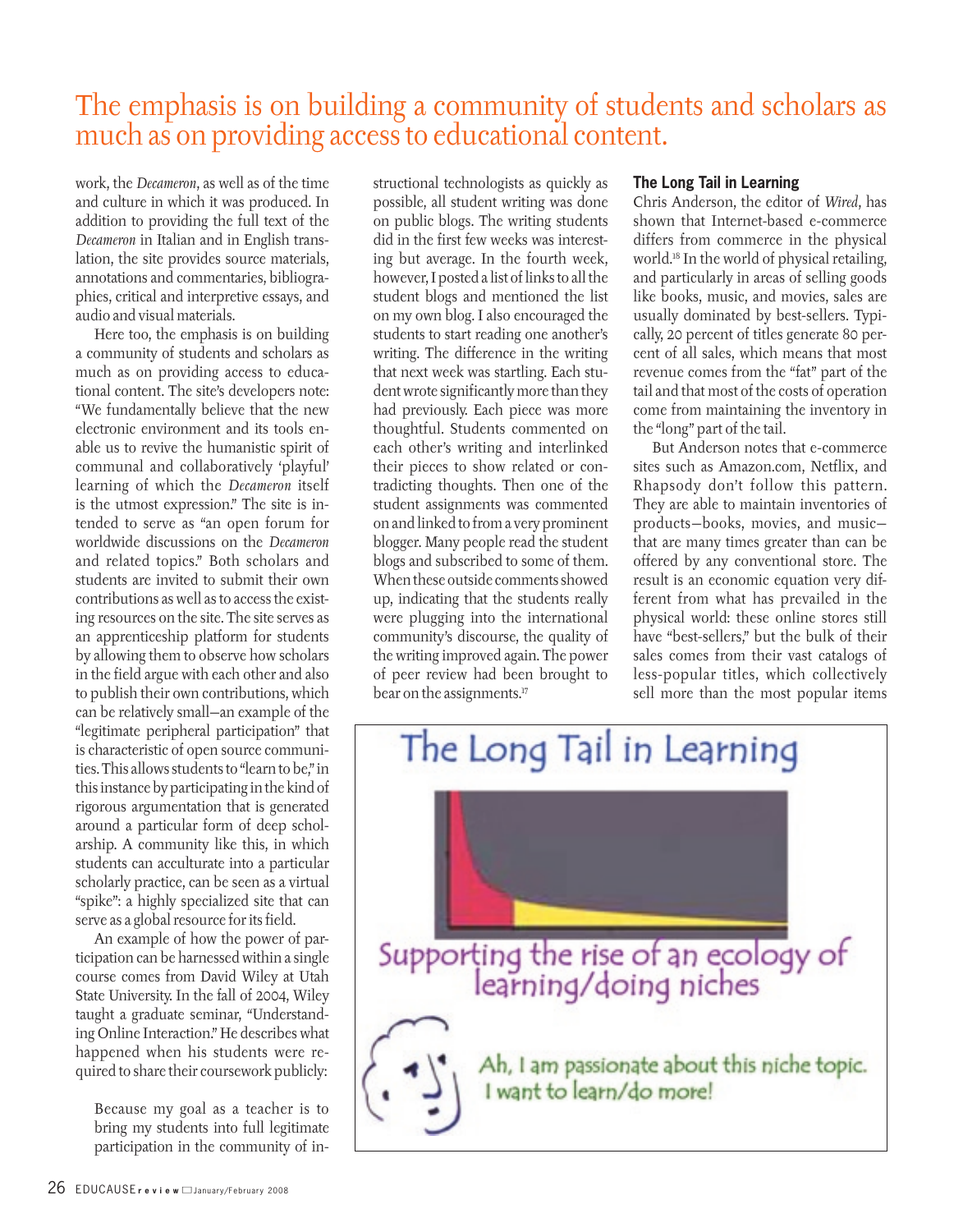## The emphasis is on building a community of students and scholars as much as on providing access to educational content.

work, the *Decameron*, as well as of the time and culture in which it was produced. In addition to providing the full text of the *Decameron* in Italian and in English translation, the site provides source materials, annotations and commentaries, bibliographies, critical and interpretive essays, and audio and visual materials.

Here too, the emphasis is on building a community of students and scholars as much as on providing access to educational content. The site's developers note: "We fundamentally believe that the new electronic environment and its tools enable us to revive the humanistic spirit of communal and collaboratively 'playful' learning of which the *Decameron* itself is the utmost expression." The site is intended to serve as "an open forum for worldwide discussions on the *Decameron* and related topics." Both scholars and students are invited to submit their own contributions as well as to access the existing resources on the site. The site serves as an apprenticeship platform for students by allowing them to observe how scholars in the field argue with each other and also to publish their own contributions, which can be relatively small—an example of the "legitimate peripheral participation" that is characteristic of open source communities. This allows students to "learn to be," in this instance by participating in the kind of rigorous argumentation that is generated around a particular form of deep scholarship. A community like this, in which students can acculturate into a particular scholarly practice, can be seen as a virtual "spike": a highly specialized site that can serve as a global resource for its field.

An example of how the power of participation can be harnessed within a single course comes from David Wiley at Utah State University. In the fall of 2004, Wiley taught a graduate seminar, "Understanding Online Interaction." He describes what happened when his students were required to share their coursework publicly:

> Because my goal as a teacher is to bring my students into full legitimate participation in the community of instructional technologists as quickly as possible, all student writing was done on public blogs. The writing students did in the first few weeks was interesting but average. In the fourth week, however, I posted a list of links to all the student blogs and mentioned the list on my own blog. I also encouraged the students to start reading one another's writing. The difference in the writing that next week was startling. Each student wrote significantly more than they had previously. Each piece was more thoughtful. Students commented on each other's writing and interlinked their pieces to show related or contradicting thoughts. Then one of the student assignments was commented on and linked to from a very prominent blogger. Many people read the student blogs and subscribed to some of them. When these outside comments showed up, indicating that the students really were plugging into the international community's discourse, the quality of the writing improved again. The power of peer review had been brought to bear on the assignments.[17]

### The Long Tail in Learning

Chris Anderson, the editor of *Wired*, has shown that Internet-based e-commerce differs from commerce in the physical world.[18] In the world of physical retailing, and particularly in areas of selling goods like books, music, and movies, sales are usually dominated by best-sellers. Typically, 20 percent of titles generate 80 percent of all sales, which means that most revenue comes from the "fat" part of the tail and that most of the costs of operation come from maintaining the inventory in the "long" part of the tail.

But Anderson notes that e-commerce sites such as Amazon.com, Netflix, and Rhapsody don't follow this pattern. They are able to maintain inventories of products—books, movies, and music—that are many times greater than can be offered by any conventional store. The result is an economic equation very different from what has prevailed in the physical world: these online stores still have "best-sellers," but the bulk of their sales comes from their vast catalogs of less-popular titles, which collectively sell more than the most popular items

The Long Tail in Learning

Supporting the rise of an ecology of learning/doing niches

Ah, I am passionate about this niche topic. I want to learn/do more!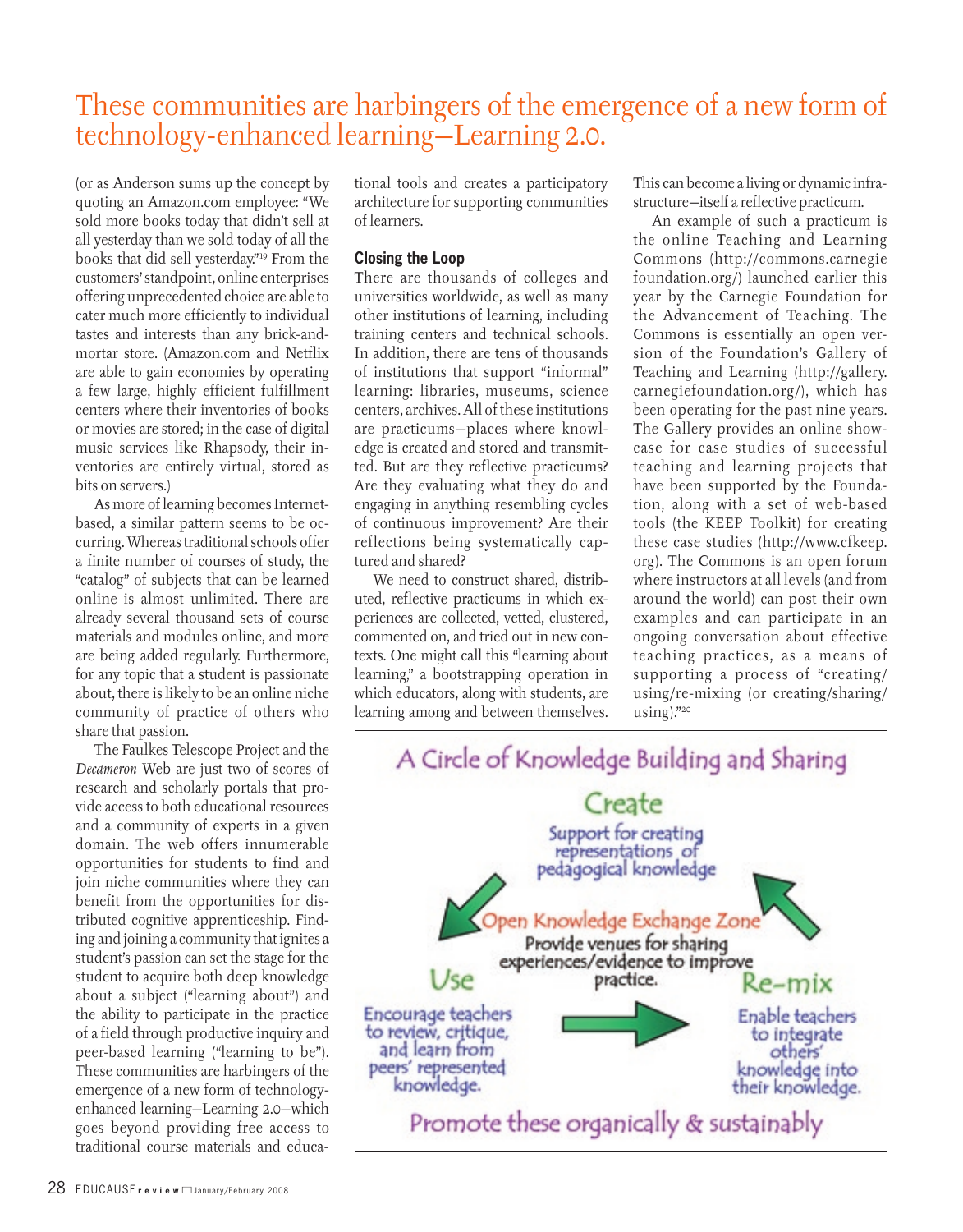# These communities are harbingers of the emergence of a new form of technology-enhanced learning—Learning 2.0.

(or as Anderson sums up the concept by quoting an Amazon.com employee: "We sold more books today that didn't sell at all yesterday than we sold today of all the books that did sell yesterday."[19] From the customers' standpoint, online enterprises offering unprecedented choice are able to cater much more efficiently to individual tastes and interests than any brick-and-mortar store. (Amazon.com and Netflix are able to gain economies by operating a few large, highly efficient fulfillment centers where their inventories of books or movies are stored; in the case of digital music services like Rhapsody, their inventories are entirely virtual, stored as bits on servers.)

As more of learning becomes Internet-based, a similar pattern seems to be occurring. Whereas traditional schools offer a finite number of courses of study, the "catalog" of subjects that can be learned online is almost unlimited. There are already several thousand sets of course materials and modules online, and more are being added regularly. Furthermore, for any topic that a student is passionate about, there is likely to be an online niche community of practice of others who share that passion.

The Faulkes Telescope Project and the *Decameron* Web are just two of scores of research and scholarly portals that provide access to both educational resources and a community of experts in a given domain. The web offers innumerable opportunities for students to find and join niche communities where they can benefit from the opportunities for distributed cognitive apprenticeship. Finding and joining a community that ignites a student's passion can set the stage for the student to acquire both deep knowledge about a subject ("learning about") and the ability to participate in the practice of a field through productive inquiry and peer-based learning ("learning to be"). These communities are harbingers of the emergence of a new form of technology-enhanced learning—Learning 2.0—which goes beyond providing free access to traditional course materials and educational tools and creates a participatory architecture for supporting communities of learners.

### Closing the Loop

There are thousands of colleges and universities worldwide, as well as many other institutions of learning, including training centers and technical schools. In addition, there are tens of thousands of institutions that support "informal" learning: libraries, museums, science centers, archives. All of these institutions are practicums—places where knowledge is created and stored and transmitted. But are they reflective practicums? Are they evaluating what they do and engaging in anything resembling cycles of continuous improvement? Are their reflections being systematically captured and shared?

We need to construct shared, distributed, reflective practicums in which experiences are collected, vetted, clustered, commented on, and tried out in new contexts. One might call this "learning about learning," a bootstrapping operation in which educators, along with students, are learning among and between themselves. This can become a living or dynamic infrastructure—itself a reflective practicum.

An example of such a practicum is the online Teaching and Learning Commons (http://commons.carnegiefoundation.org/) launched earlier this year by the Carnegie Foundation for the Advancement of Teaching. The Commons is essentially an open version of the Foundation's Gallery of Teaching and Learning (http://gallery.carnegiefoundation.org/), which has been operating for the past nine years. The Gallery provides an online showcase for case studies of successful teaching and learning projects that have been supported by the Foundation, along with a set of web-based tools (the KEEP Toolkit) for creating these case studies (http://www.cfkeep.org). The Commons is an open forum where instructors at all levels (and from around the world) can post their own examples and can participate in an ongoing conversation about effective teaching practices, as a means of supporting a process of "creating/using/re-mixing (or creating/sharing/using)."[20]

**A Circle of Knowledge Building and Sharing**

**Create**
Support for creating representations of pedagogical knowledge

**Open Knowledge Exchange Zone**
Provide venues for sharing experiences/evidence to improve practice.

**Use**
Encourage teachers to review, critique, and learn from peers' represented knowledge.

**Re-mix**
Enable teachers to integrate others' knowledge into their knowledge.

Promote these organically & sustainably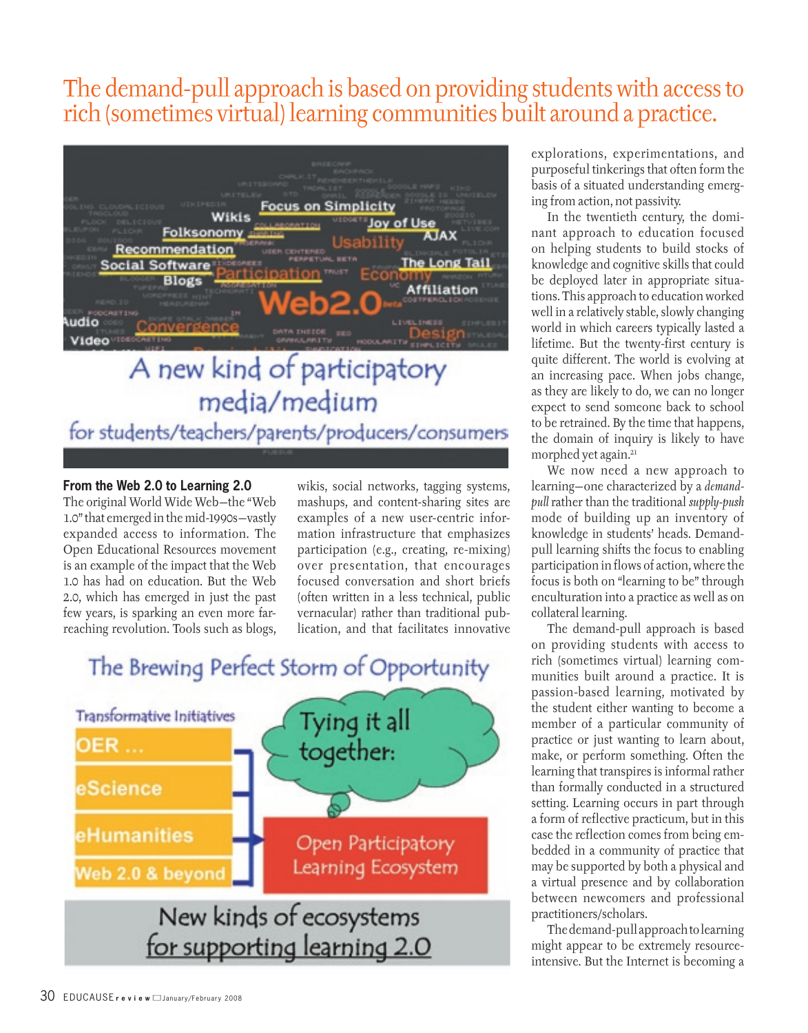The demand-pull approach is based on providing students with access to rich (sometimes virtual) learning communities built around a practice.

A new kind of participatory media/medium

for students/teachers/parents/producers/consumers

## From the Web 2.0 to Learning 2.0

The original World Wide Web—the "Web 1.0" that emerged in the mid-1990s—vastly expanded access to information. The Open Educational Resources movement is an example of the impact that the Web 1.0 has had on education. But the Web 2.0, which has emerged in just the past few years, is sparking an even more far-reaching revolution. Tools such as blogs, wikis, social networks, tagging systems, mashups, and content-sharing sites are examples of a new user-centric information infrastructure that emphasizes participation (e.g., creating, re-mixing) over presentation, that encourages focused conversation and short briefs (often written in a less technical, public vernacular) rather than traditional publication, and that facilitates innovative explorations, experimentations, and purposeful tinkerings that often form the basis of a situated understanding emerging from action, not passivity.

In the twentieth century, the dominant approach to education focused on helping students to build stocks of knowledge and cognitive skills that could be deployed later in appropriate situations. This approach to education worked well in a relatively stable, slowly changing world in which careers typically lasted a lifetime. But the twenty-first century is quite different. The world is evolving at an increasing pace. When jobs change, as they are likely to do, we can no longer expect to send someone back to school to be retrained. By the time that happens, the domain of inquiry is likely to have morphed yet again.[21]

We now need a new approach to learning—one characterized by a *demand-pull* rather than the traditional *supply-push* mode of building up an inventory of knowledge in students' heads. Demand-pull learning shifts the focus to enabling participation in flows of action, where the focus is both on "learning to be" through enculturation into a practice as well as on collateral learning.

The demand-pull approach is based on providing students with access to rich (sometimes virtual) learning communities built around a practice. It is passion-based learning, motivated by the student either wanting to become a member of a particular community of practice or just wanting to learn about, make, or perform something. Often the learning that transpires is informal rather than formally conducted in a structured setting. Learning occurs in part through a form of reflective practicum, but in this case the reflection comes from being embedded in a community of practice that may be supported by both a physical and a virtual presence and by collaboration between newcomers and professional practitioners/scholars.

The demand-pull approach to learning might appear to be extremely resource-intensive. But the Internet is becoming a

The Brewing Perfect Storm of Opportunity

Transformative Initiatives

OER ...

eScience

eHumanities

Web 2.0 & beyond

Tying it all together:

Open Participatory Learning Ecosystem

New kinds of ecosystems for supporting learning 2.0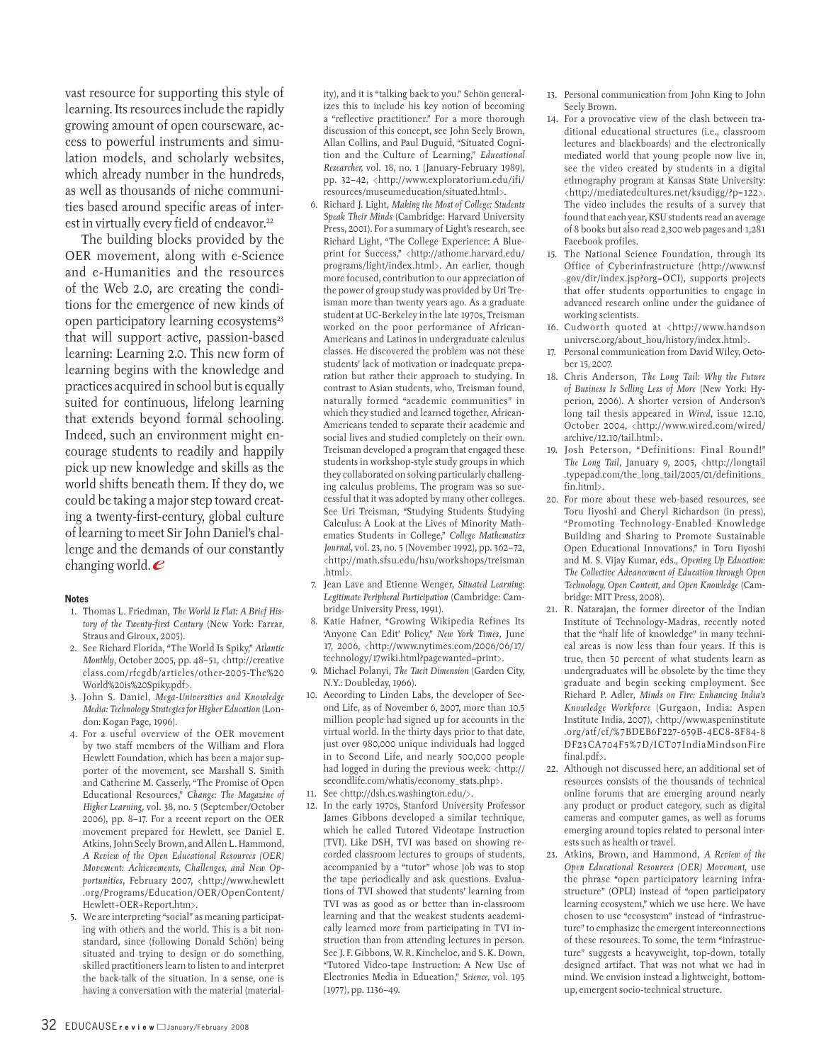vast resource for supporting this style of learning. Its resources include the rapidly growing amount of open courseware, access to powerful instruments and simulation models, and scholarly websites, which already number in the hundreds, as well as thousands of niche communities based around specific areas of interest in virtually every field of endeavor.[22]

The building blocks provided by the OER movement, along with e-Science and e-Humanities and the resources of the Web 2.0, are creating the conditions for the emergence of new kinds of open participatory learning ecosystems[23] that will support active, passion-based learning: Learning 2.0. This new form of learning begins with the knowledge and practices acquired in school but is equally suited for continuous, lifelong learning that extends beyond formal schooling. Indeed, such an environment might encourage students to readily and happily pick up new knowledge and skills as the world shifts beneath them. If they do, we could be taking a major step toward creating a twenty-first-century, global culture of learning to meet Sir John Daniel's challenge and the demands of our constantly changing world. *e*

#### Notes

1. Thomas L. Friedman, *The World Is Flat: A Brief History of the Twenty-first Century* (New York: Farrar, Straus and Giroux, 2005).
2. See Richard Florida, "The World Is Spiky," *Atlantic Monthly*, October 2005, pp. 48–51, <http://creativeclass.com/rfcgdb/articles/other-2005-The%20World%20is%20Spiky.pdf>.
3. John S. Daniel, *Mega-Universities and Knowledge Media: Technology Strategies for Higher Education* (London: Kogan Page, 1996).
4. For a useful overview of the OER movement by two staff members of the William and Flora Hewlett Foundation, which has been a major supporter of the movement, see Marshall S. Smith and Catherine M. Casserly, "The Promise of Open Educational Resources," *Change: The Magazine of Higher Learning*, vol. 38, no. 5 (September/October 2006), pp. 8–17. For a recent report on the OER movement prepared for Hewlett, see Daniel E. Atkins, John Seely Brown, and Allen L. Hammond, *A Review of the Open Educational Resources (OER) Movement: Achievements, Challenges, and New Opportunities*, February 2007, <http://www.hewlett.org/Programs/Education/OER/OpenContent/Hewlett+OER+Report.htm>.
5. We are interpreting "social" as meaning participating with others and the world. This is a bit nonstandard, since (following Donald Schön) being situated and trying to design or do something, skilled practitioners learn to listen to and interpret the back-talk of the situation. In a sense, one is having a conversation with the material (materiality), and it is "talking back to you." Schön generalizes this to include his key notion of becoming a "reflective practitioner." For a more thorough discussion of this concept, see John Seely Brown, Allan Collins, and Paul Duguid, "Situated Cognition and the Culture of Learning," *Educational Researcher*, vol. 18, no. 1 (January-February 1989), pp. 32–42, <http://www.exploratorium.edu/ifi/resources/museumeducation/situated.html>.
6. Richard J. Light, *Making the Most of College: Students Speak Their Minds* (Cambridge: Harvard University Press, 2001). For a summary of Light's research, see Richard Light, "The College Experience: A Blueprint for Success," <http://athome.harvard.edu/programs/light/index.html>. An earlier, though more focused, contribution to our appreciation of the power of group study was provided by Uri Treisman more than twenty years ago. As a graduate student at UC-Berkeley in the late 1970s, Treisman worked on the poor performance of African-Americans and Latinos in undergraduate calculus classes. He discovered the problem was not these students' lack of motivation or inadequate preparation but rather their approach to studying. In contrast to Asian students, who, Treisman found, naturally formed "academic communities" in which they studied and learned together, African-Americans tended to separate their academic and social lives and studied completely on their own. Treisman developed a program that engaged these students in workshop-style study groups in which they collaborated on solving particularly challenging calculus problems. The program was so successful that it was adopted by many other colleges. See Uri Treisman, "Studying Students Studying Calculus: A Look at the Lives of Minority Mathematics Students in College," *College Mathematics Journal*, vol. 23, no. 5 (November 1992), pp. 362–72, <http://math.sfsu.edu/hsu/workshops/treisman.html>.
7. Jean Lave and Etienne Wenger, *Situated Learning: Legitimate Peripheral Participation* (Cambridge: Cambridge University Press, 1991).
8. Katie Hafner, "Growing Wikipedia Refines Its 'Anyone Can Edit' Policy," *New York Times*, June 17, 2006, <http://www.nytimes.com/2006/06/17/technology/17wiki.html?pagewanted=print>.
9. Michael Polanyi, *The Tacit Dimension* (Garden City, N.Y.: Doubleday, 1966).
10. According to Linden Labs, the developer of Second Life, as of November 6, 2007, more than 10.5 million people had signed up for accounts in the virtual world. In the thirty days prior to that date, just over 980,000 unique individuals had logged in to Second Life, and nearly 500,000 people had logged in during the previous week: <http://secondlife.com/whatis/economy_stats.php>.
11. See <http://dsh.cs.washington.edu/>.
12. In the early 1970s, Stanford University Professor James Gibbons developed a similar technique, which he called Tutored Videotape Instruction (TVI). Like DSH, TVI was based on showing recorded classroom lectures to groups of students, accompanied by a "tutor" whose job was to stop the tape periodically and ask questions. Evaluations of TVI showed that students' learning from TVI was as good as or better than in-classroom learning and that the weakest students academically learned more from participating in TVI instruction than from attending lectures in person. See J. F. Gibbons, W. R. Kincheloe, and S. K. Down, "Tutored Video-tape Instruction: A New Use of Electronics Media in Education," *Science*, vol. 195 (1977), pp. 1136–49.
13. Personal communication from John King to John Seely Brown.
14. For a provocative view of the clash between traditional educational structures (i.e., classroom lectures and blackboards) and the electronically mediated world that young people now live in, see the video created by students in a digital ethnography program at Kansas State University: <http://mediatedcultures.net/ksudigg/?p=122>. The video includes the results of a survey that found that each year, KSU students read an average of 8 books but also read 2,300 web pages and 1,281 Facebook profiles.
15. The National Science Foundation, through its Office of Cyberinfrastructure (http://www.nsf.gov/dir/index.jsp?org=OCI), supports projects that offer students opportunities to engage in advanced research online under the guidance of working scientists.
16. Cudworth quoted at <http://www.handsonuniverse.org/about_hou/history/index.html>.
17. Personal communication from David Wiley, October 15, 2007.
18. Chris Anderson, *The Long Tail: Why the Future of Business Is Selling Less of More* (New York: Hyperion, 2006). A shorter version of Anderson's long tail thesis appeared in *Wired*, issue 12.10, October 2004, <http://www.wired.com/wired/archive/12.10/tail.html>.
19. Josh Peterson, "Definitions: Final Round!" *The Long Tail*, January 9, 2005, <http://longtail.typepad.com/the_long_tail/2005/01/definitions_fin.html>.
20. For more about these web-based resources, see Toru Iiyoshi and Cheryl Richardson (in press), "Promoting Technology-Enabled Knowledge Building and Sharing to Promote Sustainable Open Educational Innovations," in Toru Iiyoshi and M. S. Vijay Kumar, eds., *Opening Up Education: The Collective Advancement of Education through Open Technology, Open Content, and Open Knowledge* (Cambridge: MIT Press, 2008).
21. R. Natarajan, the former director of the Indian Institute of Technology-Madras, recently noted that the "half life of knowledge" in many technical areas is now less than four years. If this is true, then 50 percent of what students learn as undergraduates will be obsolete by the time they graduate and begin seeking employment. See Richard P. Adler, *Minds on Fire: Enhancing India's Knowledge Workforce* (Gurgaon, India: Aspen Institute India, 2007), <http://www.aspeninstitute.org/atf/cf/%7BDEB6F227-659B-4EC8-8F84-8DF23CA704F5%7D/ICT07IndiaMindsonFirefinal.pdf>.
22. Although not discussed here, an additional set of resources consists of the thousands of technical online forums that are emerging around nearly any product or product category, such as digital cameras and computer games, as well as forums emerging around topics related to personal interests such as health or travel.
23. Atkins, Brown, and Hammond, *A Review of the Open Educational Resources (OER) Movement,* use the phrase "open participatory learning infrastructure" (OPLI) instead of "open participatory learning ecosystem," which we use here. We have chosen to use "ecosystem" instead of "infrastructure" to emphasize the emergent interconnections of these resources. To some, the term "infrastructure" suggests a heavyweight, top-down, totally designed artifact. That was not what we had in mind. We envision instead a lightweight, bottom-up, emergent socio-technical structure.